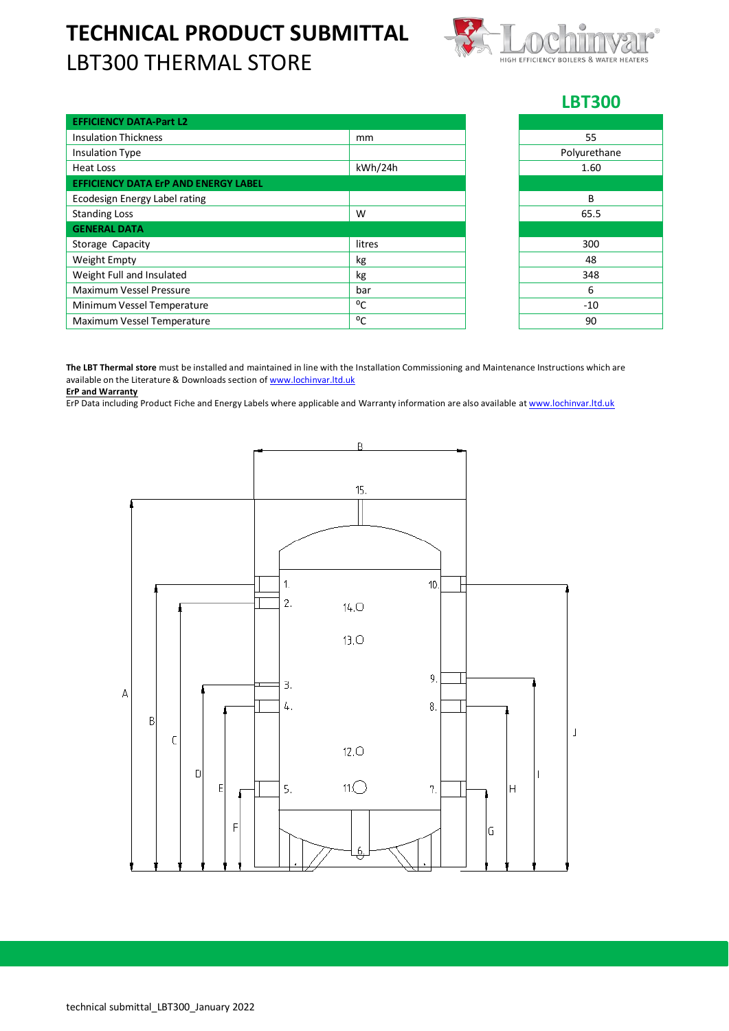# TECHNICAL PRODUCT SUBMITTAL

## LBT300 THERMAL STORE

| | | LBT300 |
|---|---|---|
| **EFFICIENCY DATA-Part L2** | | |
| Insulation Thickness | mm | 55 |
| Insulation Type | | Polyurethane |
| Heat Loss | kWh/24h | 1.60 |
| **EFFICIENCY DATA ErP AND ENERGY LABEL** | | |
| Ecodesign Energy Label rating | | B |
| Standing Loss | W | 65.5 |
| **GENERAL DATA** | | |
| Storage Capacity | litres | 300 |
| Weight Empty | kg | 48 |
| Weight Full and Insulated | kg | 348 |
| Maximum Vessel Pressure | bar | 6 |
| Minimum Vessel Temperature | ºC | -10 |
| Maximum Vessel Temperature | ºC | 90 |

**The LBT Thermal store** must be installed and maintained in line with the Installation Commissioning and Maintenance Instructions which are available on the Literature & Downloads section of www.lochinvar.ltd.uk

**ErP and Warranty**

ErP Data including Product Fiche and Energy Labels where applicable and Warranty information are also available at www.lochinvar.ltd.uk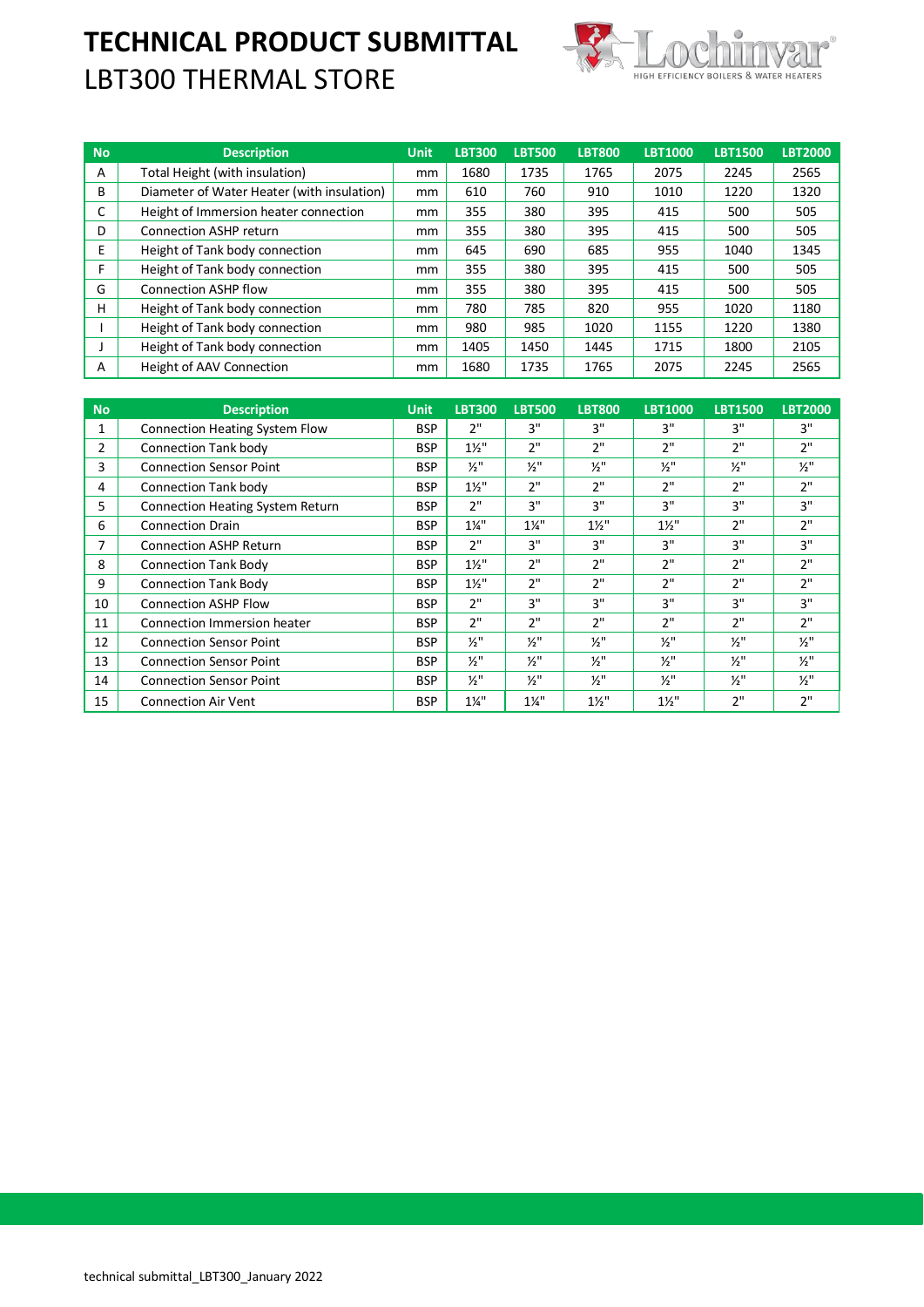# TECHNICAL PRODUCT SUBMITTAL

LBT300 THERMAL STORE

| No | Description | Unit | LBT300 | LBT500 | LBT800 | LBT1000 | LBT1500 | LBT2000 |
|---|---|---|---|---|---|---|---|---|
| A | Total Height (with insulation) | mm | 1680 | 1735 | 1765 | 2075 | 2245 | 2565 |
| B | Diameter of Water Heater (with insulation) | mm | 610 | 760 | 910 | 1010 | 1220 | 1320 |
| C | Height of Immersion heater connection | mm | 355 | 380 | 395 | 415 | 500 | 505 |
| D | Connection ASHP return | mm | 355 | 380 | 395 | 415 | 500 | 505 |
| E | Height of Tank body connection | mm | 645 | 690 | 685 | 955 | 1040 | 1345 |
| F | Height of Tank body connection | mm | 355 | 380 | 395 | 415 | 500 | 505 |
| G | Connection ASHP flow | mm | 355 | 380 | 395 | 415 | 500 | 505 |
| H | Height of Tank body connection | mm | 780 | 785 | 820 | 955 | 1020 | 1180 |
| I | Height of Tank body connection | mm | 980 | 985 | 1020 | 1155 | 1220 | 1380 |
| J | Height of Tank body connection | mm | 1405 | 1450 | 1445 | 1715 | 1800 | 2105 |
| A | Height of AAV Connection | mm | 1680 | 1735 | 1765 | 2075 | 2245 | 2565 |

| No | Description | Unit | LBT300 | LBT500 | LBT800 | LBT1000 | LBT1500 | LBT2000 |
|---|---|---|---|---|---|---|---|---|
| 1 | Connection Heating System Flow | BSP | 2" | 3" | 3" | 3" | 3" | 3" |
| 2 | Connection Tank body | BSP | 1½" | 2" | 2" | 2" | 2" | 2" |
| 3 | Connection Sensor Point | BSP | ½" | ½" | ½" | ½" | ½" | ½" |
| 4 | Connection Tank body | BSP | 1½" | 2" | 2" | 2" | 2" | 2" |
| 5 | Connection Heating System Return | BSP | 2" | 3" | 3" | 3" | 3" | 3" |
| 6 | Connection Drain | BSP | 1¼" | 1¼" | 1½" | 1½" | 2" | 2" |
| 7 | Connection ASHP Return | BSP | 2" | 3" | 3" | 3" | 3" | 3" |
| 8 | Connection Tank Body | BSP | 1½" | 2" | 2" | 2" | 2" | 2" |
| 9 | Connection Tank Body | BSP | 1½" | 2" | 2" | 2" | 2" | 2" |
| 10 | Connection ASHP Flow | BSP | 2" | 3" | 3" | 3" | 3" | 3" |
| 11 | Connection Immersion heater | BSP | 2" | 2" | 2" | 2" | 2" | 2" |
| 12 | Connection Sensor Point | BSP | ½" | ½" | ½" | ½" | ½" | ½" |
| 13 | Connection Sensor Point | BSP | ½" | ½" | ½" | ½" | ½" | ½" |
| 14 | Connection Sensor Point | BSP | ½" | ½" | ½" | ½" | ½" | ½" |
| 15 | Connection Air Vent | BSP | 1¼" | 1¼" | 1½" | 1½" | 2" | 2" |